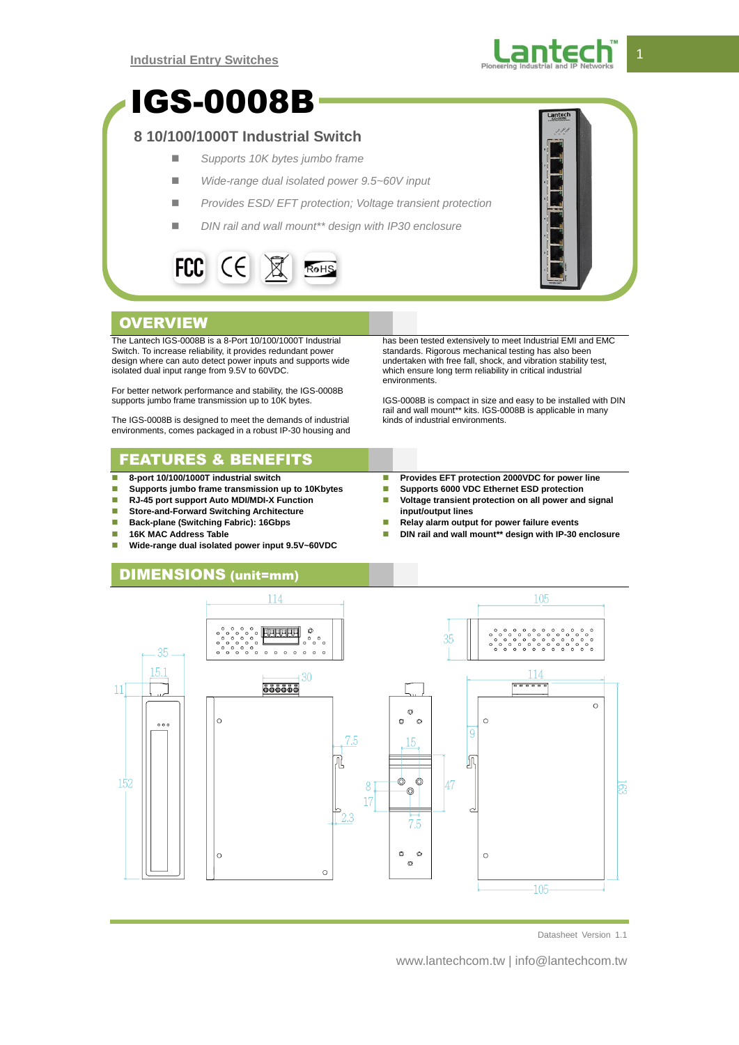Industrial Entry Switches

# IGS-0008B

## 8 10/100/1000T Industrial Switch

- *Supports 10K bytes jumbo frame*
- *Wide-range dual isolated power 9.5~60V input*
- *Provides ESD/ EFT protection; Voltage transient protection*
- *DIN rail and wall mount\*\* design with IP30 enclosure*

FCC CE RoHS

## OVERVIEW

The Lantech IGS-0008B is a 8-Port 10/100/1000T Industrial Switch. To increase reliability, it provides redundant power design where can auto detect power inputs and supports wide isolated dual input range from 9.5V to 60VDC.

For better network performance and stability, the IGS-0008B supports jumbo frame transmission up to 10K bytes.

The IGS-0008B is designed to meet the demands of industrial environments, comes packaged in a robust IP-30 housing and has been tested extensively to meet Industrial EMI and EMC standards. Rigorous mechanical testing has also been undertaken with free fall, shock, and vibration stability test, which ensure long term reliability in critical industrial environments.

IGS-0008B is compact in size and easy to be installed with DIN rail and wall mount\*\* kits. IGS-0008B is applicable in many kinds of industrial environments.

## FEATURES & BENEFITS

- **8-port 10/100/1000T industrial switch**
- **Supports jumbo frame transmission up to 10Kbytes**
- **RJ-45 port support Auto MDI/MDI-X Function**
- **Store-and-Forward Switching Architecture**
- **Back-plane (Switching Fabric): 16Gbps**
- **16K MAC Address Table**
- **Wide-range dual isolated power input 9.5V~60VDC**
- **Provides EFT protection 2000VDC for power line**
- **Supports 6000 VDC Ethernet ESD protection**
- **Voltage transient protection on all power and signal input/output lines**
- **Relay alarm output for power failure events**
- **DIN rail and wall mount\*\* design with IP-30 enclosure**

## DIMENSIONS (unit=mm)

Datasheet Version 1.1

www.lantechcom.tw | info@lantechcom.tw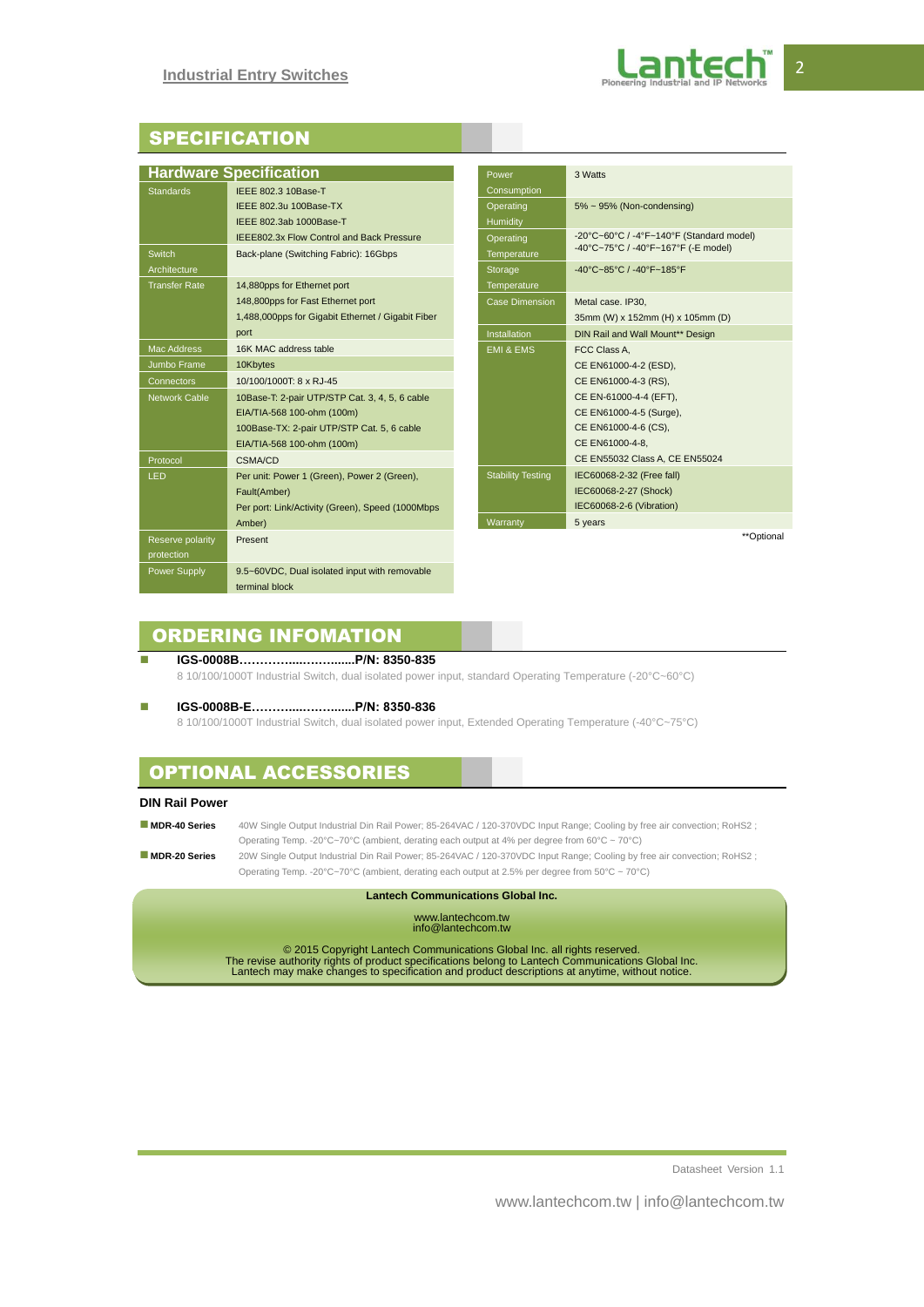## SPECIFICATION

### Hardware Specification

| | |
|---|---|
| Standards | IEEE 802.3 10Base-T<br>IEEE 802.3u 100Base-TX<br>IEEE 802.3ab 1000Base-T<br>IEEE802.3x Flow Control and Back Pressure |
| Switch Architecture | Back-plane (Switching Fabric): 16Gbps |
| Transfer Rate | 14,880pps for Ethernet port<br>148,800pps for Fast Ethernet port<br>1,488,000pps for Gigabit Ethernet / Gigabit Fiber port |
| Mac Address | 16K MAC address table |
| Jumbo Frame | 10Kbytes |
| Connectors | 10/100/1000T: 8 x RJ-45 |
| Network Cable | 10Base-T: 2-pair UTP/STP Cat. 3, 4, 5, 6 cable EIA/TIA-568 100-ohm (100m)<br>100Base-TX: 2-pair UTP/STP Cat. 5, 6 cable EIA/TIA-568 100-ohm (100m) |
| Protocol | CSMA/CD |
| LED | Per unit: Power 1 (Green), Power 2 (Green), Fault(Amber)<br>Per port: Link/Activity (Green), Speed (1000Mbps Amber) |
| Reserve polarity protection | Present |
| Power Supply | 9.5~60VDC, Dual isolated input with removable terminal block |
| Power Consumption | 3 Watts |
| Operating Humidity | 5% ~ 95% (Non-condensing) |
| Operating Temperature | -20°C~60°C / -4°F~140°F (Standard model)<br>-40°C~75°C / -40°F~167°F (-E model) |
| Storage Temperature | -40°C~85°C / -40°F~185°F |
| Case Dimension | Metal case. IP30,<br>35mm (W) x 152mm (H) x 105mm (D) |
| Installation | DIN Rail and Wall Mount** Design |
| EMI & EMS | FCC Class A,<br>CE EN61000-4-2 (ESD),<br>CE EN61000-4-3 (RS),<br>CE EN-61000-4-4 (EFT),<br>CE EN61000-4-5 (Surge),<br>CE EN61000-4-6 (CS),<br>CE EN61000-4-8,<br>CE EN55032 Class A, CE EN55024 |
| Stability Testing | IEC60068-2-32 (Free fall)<br>IEC60068-2-27 (Shock)<br>IEC60068-2-6 (Vibration) |
| Warranty | 5 years |

**Optional

## ORDERING INFOMATION

- **IGS-0008B…………..………......P/N: 8350-835**
  8 10/100/1000T Industrial Switch, dual isolated power input, standard Operating Temperature (-20°C~60°C)

- **IGS-0008B-E………..………......P/N: 8350-836**
  8 10/100/1000T Industrial Switch, dual isolated power input, Extended Operating Temperature (-40°C~75°C)

## OPTIONAL ACCESSORIES

### DIN Rail Power

- **MDR-40 Series** 40W Single Output Industrial Din Rail Power; 85-264VAC / 120-370VDC Input Range; Cooling by free air convection; RoHS2 ; Operating Temp. -20°C~70°C (ambient, derating each output at 4% per degree from 60°C ~ 70°C)
- **MDR-20 Series** 20W Single Output Industrial Din Rail Power; 85-264VAC / 120-370VDC Input Range; Cooling by free air convection; RoHS2 ; Operating Temp. -20°C~70°C (ambient, derating each output at 2.5% per degree from 50°C ~ 70°C)

**Lantech Communications Global Inc.**

www.lantechcom.tw
info@lantechcom.tw

© 2015 Copyright Lantech Communications Global Inc. all rights reserved.
The revise authority rights of product specifications belong to Lantech Communications Global Inc.
Lantech may make changes to specification and product descriptions at anytime, without notice.

Datasheet Version 1.1